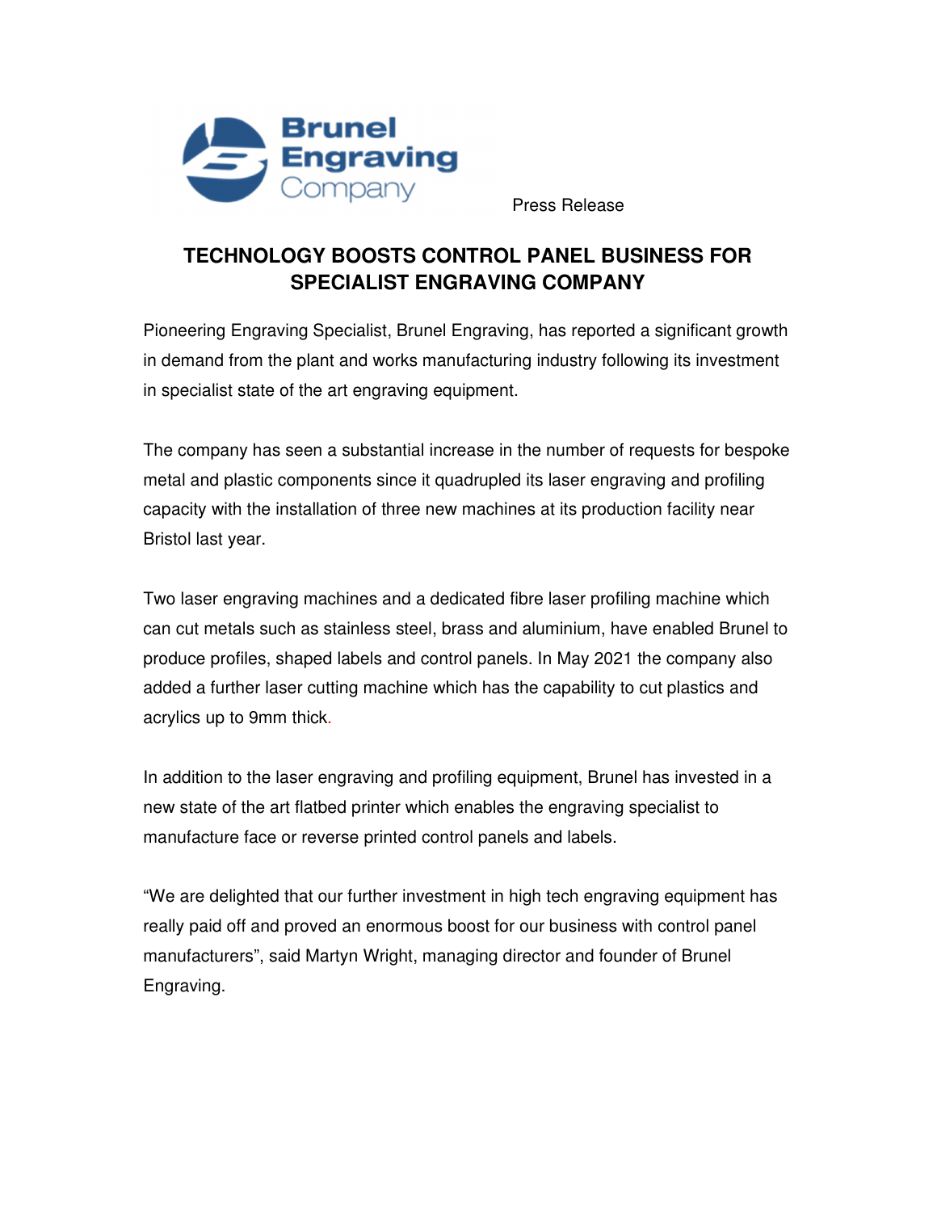Brunel Engraving Company

Press Release

# TECHNOLOGY BOOSTS CONTROL PANEL BUSINESS FOR SPECIALIST ENGRAVING COMPANY

Pioneering Engraving Specialist, Brunel Engraving, has reported a significant growth in demand from the plant and works manufacturing industry following its investment in specialist state of the art engraving equipment.

The company has seen a substantial increase in the number of requests for bespoke metal and plastic components since it quadrupled its laser engraving and profiling capacity with the installation of three new machines at its production facility near Bristol last year.

Two laser engraving machines and a dedicated fibre laser profiling machine which can cut metals such as stainless steel, brass and aluminium, have enabled Brunel to produce profiles, shaped labels and control panels. In May 2021 the company also added a further laser cutting machine which has the capability to cut plastics and acrylics up to 9mm thick.

In addition to the laser engraving and profiling equipment, Brunel has invested in a new state of the art flatbed printer which enables the engraving specialist to manufacture face or reverse printed control panels and labels.

"We are delighted that our further investment in high tech engraving equipment has really paid off and proved an enormous boost for our business with control panel manufacturers", said Martyn Wright, managing director and founder of Brunel Engraving.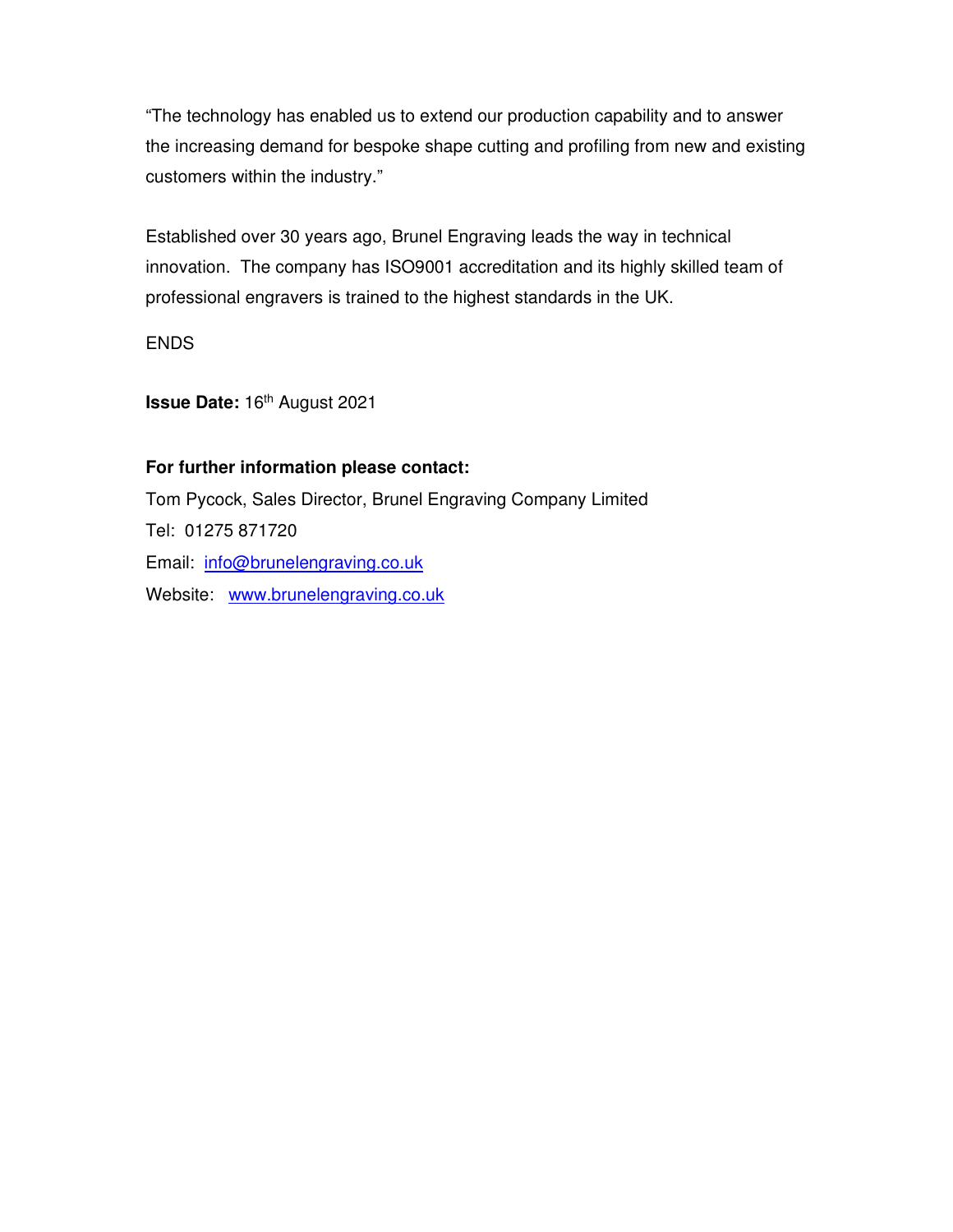"The technology has enabled us to extend our production capability and to answer the increasing demand for bespoke shape cutting and profiling from new and existing customers within the industry."

Established over 30 years ago, Brunel Engraving leads the way in technical innovation. The company has ISO9001 accreditation and its highly skilled team of professional engravers is trained to the highest standards in the UK.

ENDS

**Issue Date:** 16th August 2021

**For further information please contact:**

Tom Pycock, Sales Director, Brunel Engraving Company Limited

Tel: 01275 871720

Email: info@brunelengraving.co.uk

Website: www.brunelengraving.co.uk